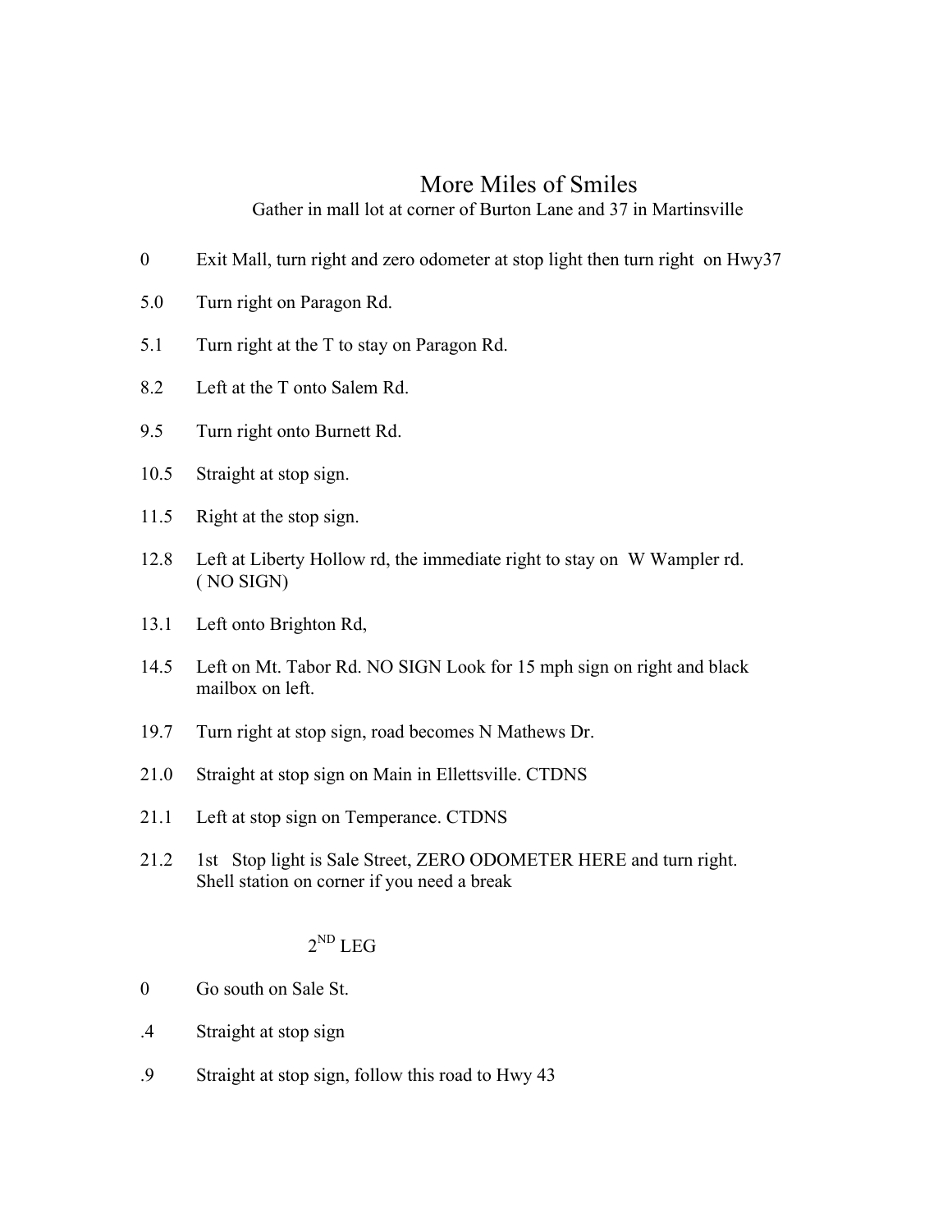# More Miles of Smiles

Gather in mall lot at corner of Burton Lane and 37 in Martinsville

0 Exit Mall, turn right and zero odometer at stop light then turn right on Hwy37

5.0 Turn right on Paragon Rd.

5.1 Turn right at the T to stay on Paragon Rd.

8.2 Left at the T onto Salem Rd.

9.5 Turn right onto Burnett Rd.

10.5 Straight at stop sign.

11.5 Right at the stop sign.

12.8 Left at Liberty Hollow rd, the immediate right to stay on W Wampler rd. ( NO SIGN)

13.1 Left onto Brighton Rd,

14.5 Left on Mt. Tabor Rd. NO SIGN Look for 15 mph sign on right and black mailbox on left.

19.7 Turn right at stop sign, road becomes N Mathews Dr.

21.0 Straight at stop sign on Main in Ellettsville. CTDNS

21.1 Left at stop sign on Temperance. CTDNS

21.2 1st Stop light is Sale Street, ZERO ODOMETER HERE and turn right. Shell station on corner if you need a break

## 2ND LEG

0 Go south on Sale St.

.4 Straight at stop sign

.9 Straight at stop sign, follow this road to Hwy 43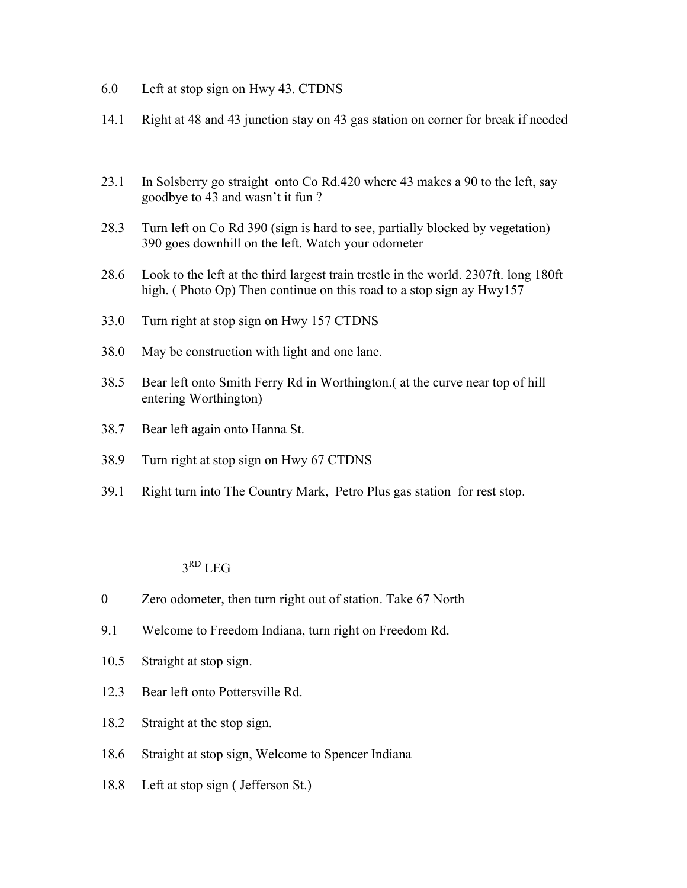6.0 Left at stop sign on Hwy 43. CTDNS

14.1 Right at 48 and 43 junction stay on 43 gas station on corner for break if needed

23.1 In Solsberry go straight onto Co Rd.420 where 43 makes a 90 to the left, say goodbye to 43 and wasn't it fun ?

28.3 Turn left on Co Rd 390 (sign is hard to see, partially blocked by vegetation) 390 goes downhill on the left. Watch your odometer

28.6 Look to the left at the third largest train trestle in the world. 2307ft. long 180ft high. ( Photo Op) Then continue on this road to a stop sign ay Hwy157

33.0 Turn right at stop sign on Hwy 157 CTDNS

38.0 May be construction with light and one lane.

38.5 Bear left onto Smith Ferry Rd in Worthington.( at the curve near top of hill entering Worthington)

38.7 Bear left again onto Hanna St.

38.9 Turn right at stop sign on Hwy 67 CTDNS

39.1 Right turn into The Country Mark, Petro Plus gas station for rest stop.

## 3RD LEG

0 Zero odometer, then turn right out of station. Take 67 North

9.1 Welcome to Freedom Indiana, turn right on Freedom Rd.

10.5 Straight at stop sign.

12.3 Bear left onto Pottersville Rd.

18.2 Straight at the stop sign.

18.6 Straight at stop sign, Welcome to Spencer Indiana

18.8 Left at stop sign ( Jefferson St.)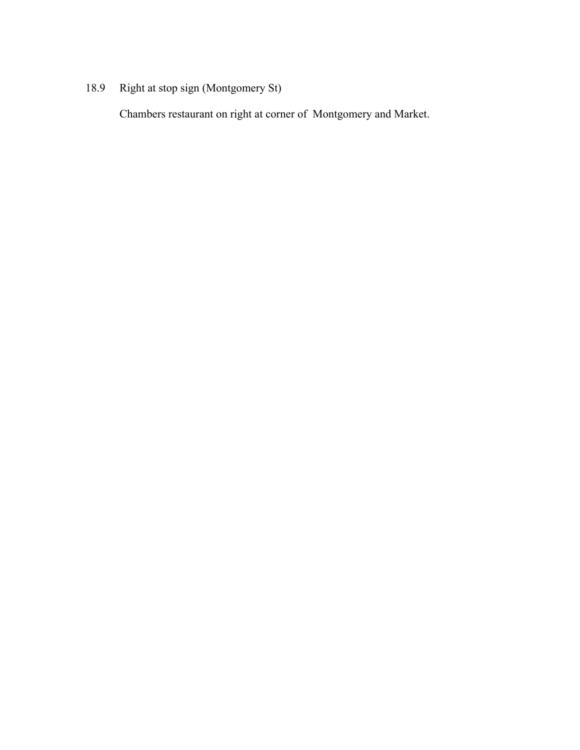18.9 Right at stop sign (Montgomery St)

Chambers restaurant on right at corner of Montgomery and Market.